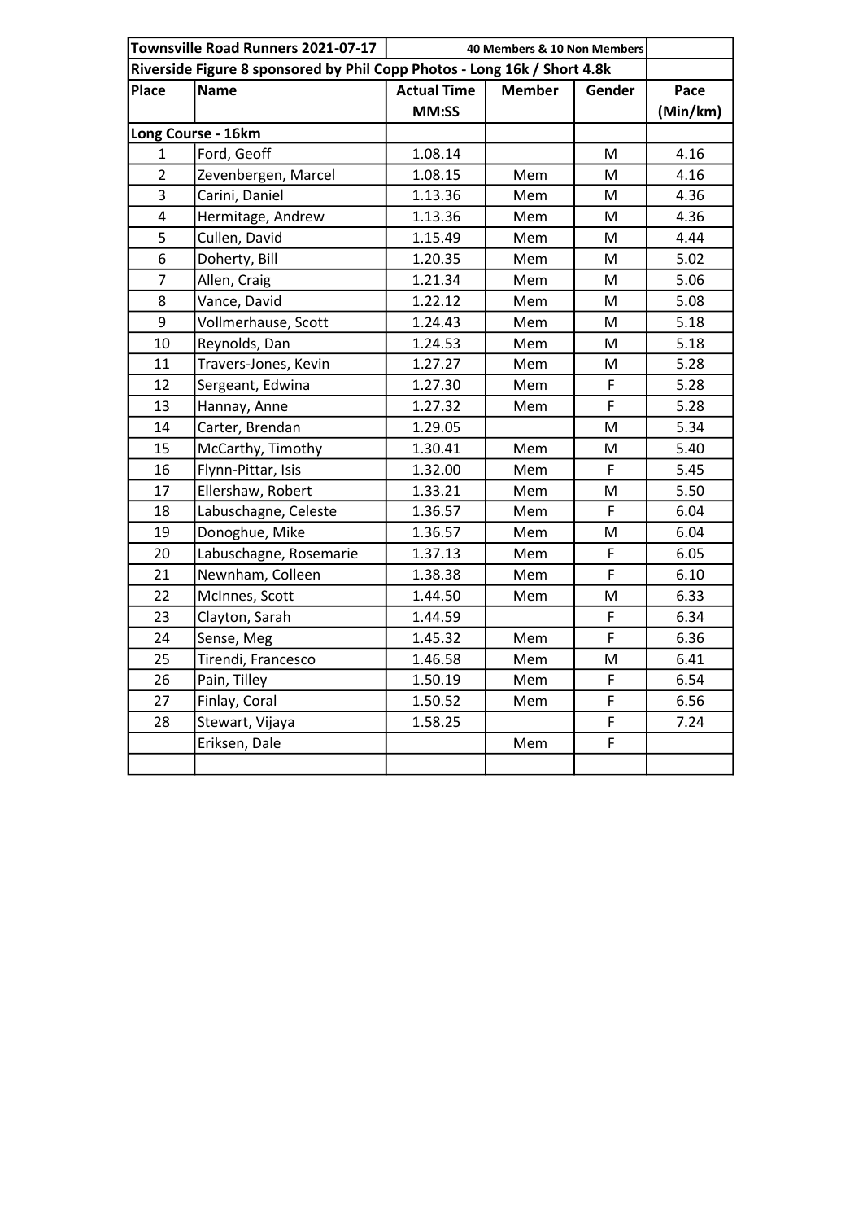| Townsville Road Runners 2021-07-17 | | 40 Members & 10 Non Members | | | |
|---|---|---|---|---|---|
| Riverside Figure 8 sponsored by Phil Copp Photos - Long 16k / Short 4.8k | | | | | |
| Place | Name | Actual Time MM:SS | Member | Gender | Pace (Min/km) |
| Long Course - 16km | | | | | |
| 1 | Ford, Geoff | 1.08.14 | | M | 4.16 |
| 2 | Zevenbergen, Marcel | 1.08.15 | Mem | M | 4.16 |
| 3 | Carini, Daniel | 1.13.36 | Mem | M | 4.36 |
| 4 | Hermitage, Andrew | 1.13.36 | Mem | M | 4.36 |
| 5 | Cullen, David | 1.15.49 | Mem | M | 4.44 |
| 6 | Doherty, Bill | 1.20.35 | Mem | M | 5.02 |
| 7 | Allen, Craig | 1.21.34 | Mem | M | 5.06 |
| 8 | Vance, David | 1.22.12 | Mem | M | 5.08 |
| 9 | Vollmerhause, Scott | 1.24.43 | Mem | M | 5.18 |
| 10 | Reynolds, Dan | 1.24.53 | Mem | M | 5.18 |
| 11 | Travers-Jones, Kevin | 1.27.27 | Mem | M | 5.28 |
| 12 | Sergeant, Edwina | 1.27.30 | Mem | F | 5.28 |
| 13 | Hannay, Anne | 1.27.32 | Mem | F | 5.28 |
| 14 | Carter, Brendan | 1.29.05 | | M | 5.34 |
| 15 | McCarthy, Timothy | 1.30.41 | Mem | M | 5.40 |
| 16 | Flynn-Pittar, Isis | 1.32.00 | Mem | F | 5.45 |
| 17 | Ellershaw, Robert | 1.33.21 | Mem | M | 5.50 |
| 18 | Labuschagne, Celeste | 1.36.57 | Mem | F | 6.04 |
| 19 | Donoghue, Mike | 1.36.57 | Mem | M | 6.04 |
| 20 | Labuschagne, Rosemarie | 1.37.13 | Mem | F | 6.05 |
| 21 | Newnham, Colleen | 1.38.38 | Mem | F | 6.10 |
| 22 | McInnes, Scott | 1.44.50 | Mem | M | 6.33 |
| 23 | Clayton, Sarah | 1.44.59 | | F | 6.34 |
| 24 | Sense, Meg | 1.45.32 | Mem | F | 6.36 |
| 25 | Tirendi, Francesco | 1.46.58 | Mem | M | 6.41 |
| 26 | Pain, Tilley | 1.50.19 | Mem | F | 6.54 |
| 27 | Finlay, Coral | 1.50.52 | Mem | F | 6.56 |
| 28 | Stewart, Vijaya | 1.58.25 | | F | 7.24 |
| | Eriksen, Dale | | Mem | F | |
| | | | | | |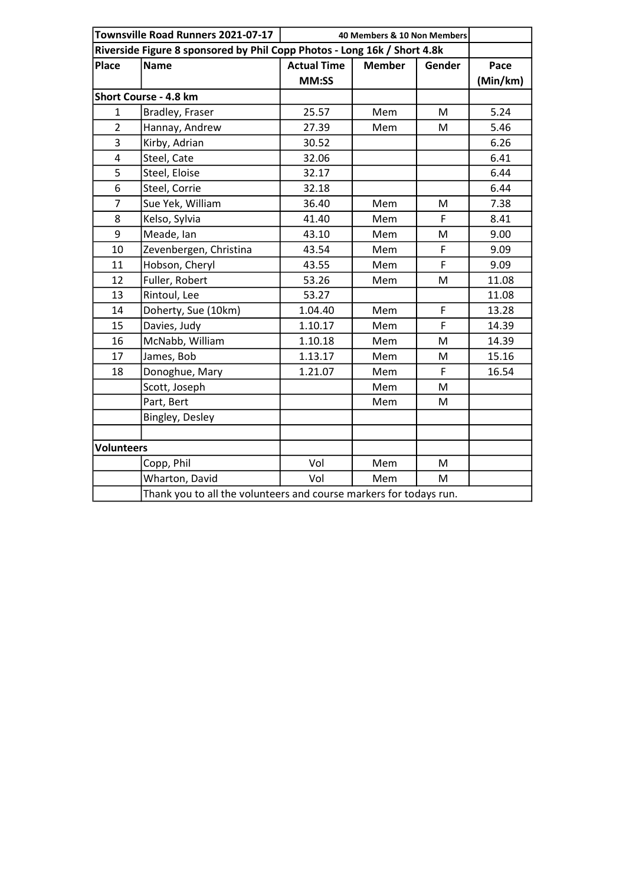| Townsville Road Runners 2021-07-17 | | 40 Members & 10 Non Members | | | |
|---|---|---|---|---|---|
| Riverside Figure 8 sponsored by Phil Copp Photos - Long 16k / Short 4.8k | | | | | |
| Place | Name | Actual Time MM:SS | Member | Gender | Pace (Min/km) |
| Short Course - 4.8 km | | | | | |
| 1 | Bradley, Fraser | 25.57 | Mem | M | 5.24 |
| 2 | Hannay, Andrew | 27.39 | Mem | M | 5.46 |
| 3 | Kirby, Adrian | 30.52 | | | 6.26 |
| 4 | Steel, Cate | 32.06 | | | 6.41 |
| 5 | Steel, Eloise | 32.17 | | | 6.44 |
| 6 | Steel, Corrie | 32.18 | | | 6.44 |
| 7 | Sue Yek, William | 36.40 | Mem | M | 7.38 |
| 8 | Kelso, Sylvia | 41.40 | Mem | F | 8.41 |
| 9 | Meade, Ian | 43.10 | Mem | M | 9.00 |
| 10 | Zevenbergen, Christina | 43.54 | Mem | F | 9.09 |
| 11 | Hobson, Cheryl | 43.55 | Mem | F | 9.09 |
| 12 | Fuller, Robert | 53.26 | Mem | M | 11.08 |
| 13 | Rintoul, Lee | 53.27 | | | 11.08 |
| 14 | Doherty, Sue (10km) | 1.04.40 | Mem | F | 13.28 |
| 15 | Davies, Judy | 1.10.17 | Mem | F | 14.39 |
| 16 | McNabb, William | 1.10.18 | Mem | M | 14.39 |
| 17 | James, Bob | 1.13.17 | Mem | M | 15.16 |
| 18 | Donoghue, Mary | 1.21.07 | Mem | F | 16.54 |
| | Scott, Joseph | | Mem | M | |
| | Part, Bert | | Mem | M | |
| | Bingley, Desley | | | | |
| | | | | | |
| Volunteers | | | | | |
| | Copp, Phil | Vol | Mem | M | |
| | Wharton, David | Vol | Mem | M | |
| | Thank you to all the volunteers and course markers for todays run. | | | | |